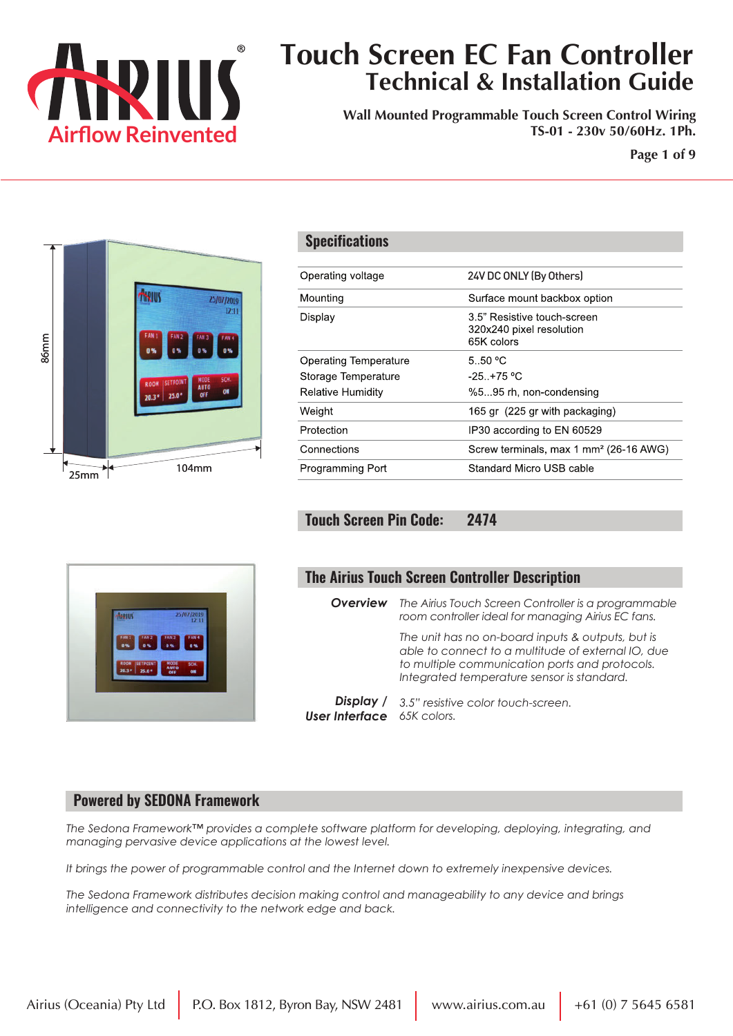# Touch Screen EC Fan Controller
## Technical & Installation Guide

**Wall Mounted Programmable Touch Screen Control Wiring**
**TS-01 - 230v 50/60Hz. 1Ph.**

## Specifications

| | |
|---|---|
| Operating voltage | 24V DC ONLY (By Others) |
| Mounting | Surface mount backbox option |
| Display | 3.5" Resistive touch-screen<br>320x240 pixel resolution<br>65K colors |
| Operating Temperature<br>Storage Temperature<br>Relative Humidity | 5..50 °C<br>-25..+75 °C<br>%5...95 rh, non-condensing |
| Weight | 165 gr (225 gr with packaging) |
| Protection | IP30 according to EN 60529 |
| Connections | Screw terminals, max 1 mm² (26-16 AWG) |
| Programming Port | Standard Micro USB cable |

## Touch Screen Pin Code: 2474

## The Airius Touch Screen Controller Description

***Overview*** *The Airius Touch Screen Controller is a programmable room controller ideal for managing Airius EC fans.*

*The unit has no on-board inputs & outputs, but is able to connect to a multitude of external IO, due to multiple communication ports and protocols. Integrated temperature sensor is standard.*

***Display / User Interface*** *3.5" resistive color touch-screen. 65K colors.*

## Powered by SEDONA Framework

*The Sedona Framework™ provides a complete software platform for developing, deploying, integrating, and managing pervasive device applications at the lowest level.*

*It brings the power of programmable control and the Internet down to extremely inexpensive devices.*

*The Sedona Framework distributes decision making control and manageability to any device and brings intelligence and connectivity to the network edge and back.*

Airius (Oceania) Pty Ltd | P.O. Box 1812, Byron Bay, NSW 2481 | www.airius.com.au | +61 (0) 7 5645 6581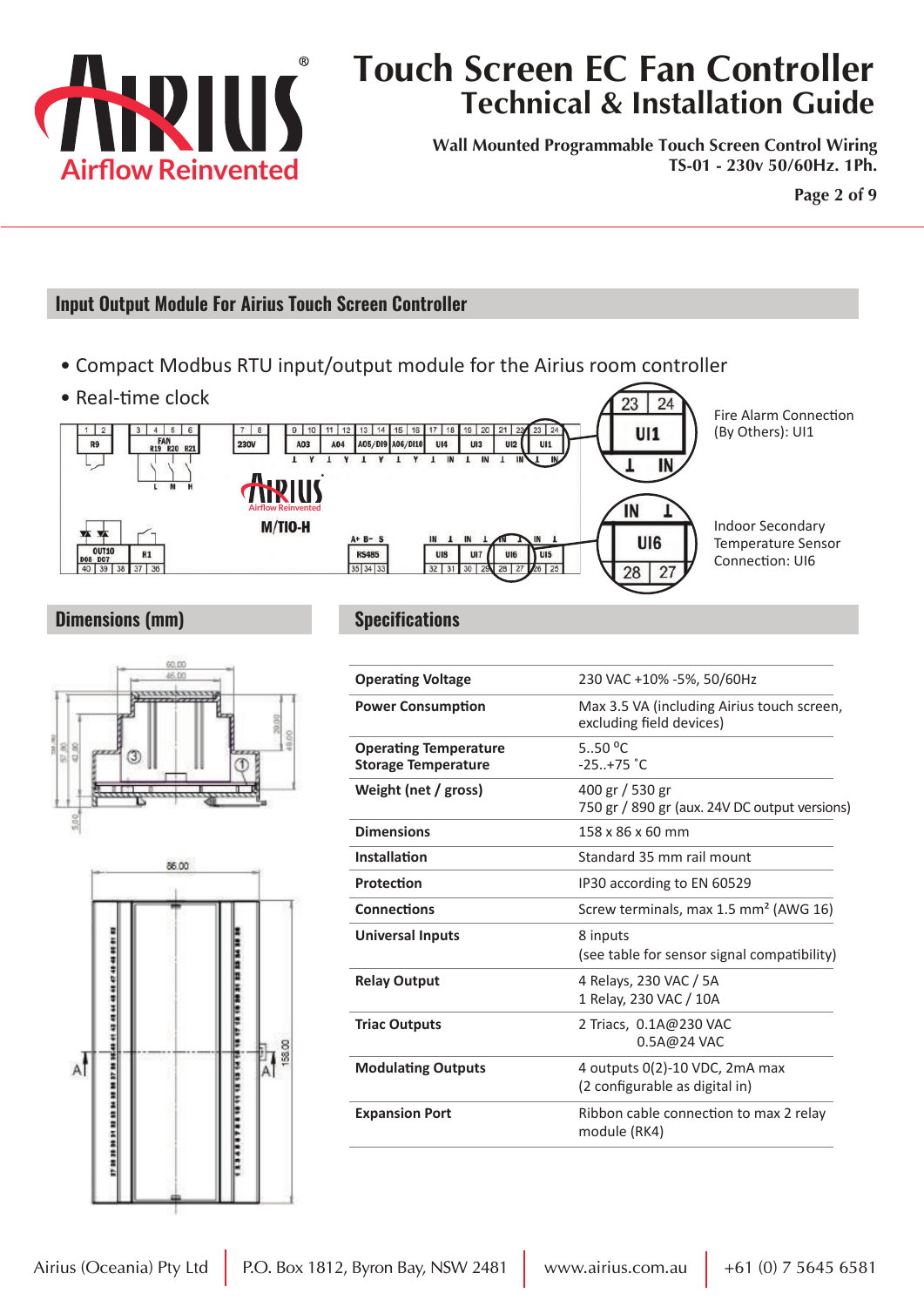## Input Output Module For Airius Touch Screen Controller

- Compact Modbus RTU input/output module for the Airius room controller
- Real-time clock

Fire Alarm Connection (By Others): UI1

Indoor Secondary Temperature Sensor Connection: UI6

## Dimensions (mm)

## Specifications

| | |
|---|---|
| **Operating Voltage** | 230 VAC +10% -5%, 50/60Hz |
| **Power Consumption** | Max 3.5 VA (including Airius touch screen, excluding field devices) |
| **Operating Temperature** **Storage Temperature** | 5..50 °C -25..+75 °C |
| **Weight (net / gross)** | 400 gr / 530 gr 750 gr / 890 gr (aux. 24V DC output versions) |
| **Dimensions** | 158 x 86 x 60 mm |
| **Installation** | Standard 35 mm rail mount |
| **Protection** | IP30 according to EN 60529 |
| **Connections** | Screw terminals, max 1.5 mm² (AWG 16) |
| **Universal Inputs** | 8 inputs (see table for sensor signal compatibility) |
| **Relay Output** | 4 Relays, 230 VAC / 5A 1 Relay, 230 VAC / 10A |
| **Triac Outputs** | 2 Triacs, 0.1A@230 VAC 0.5A@24 VAC |
| **Modulating Outputs** | 4 outputs 0(2)-10 VDC, 2mA max (2 configurable as digital in) |
| **Expansion Port** | Ribbon cable connection to max 2 relay module (RK4) |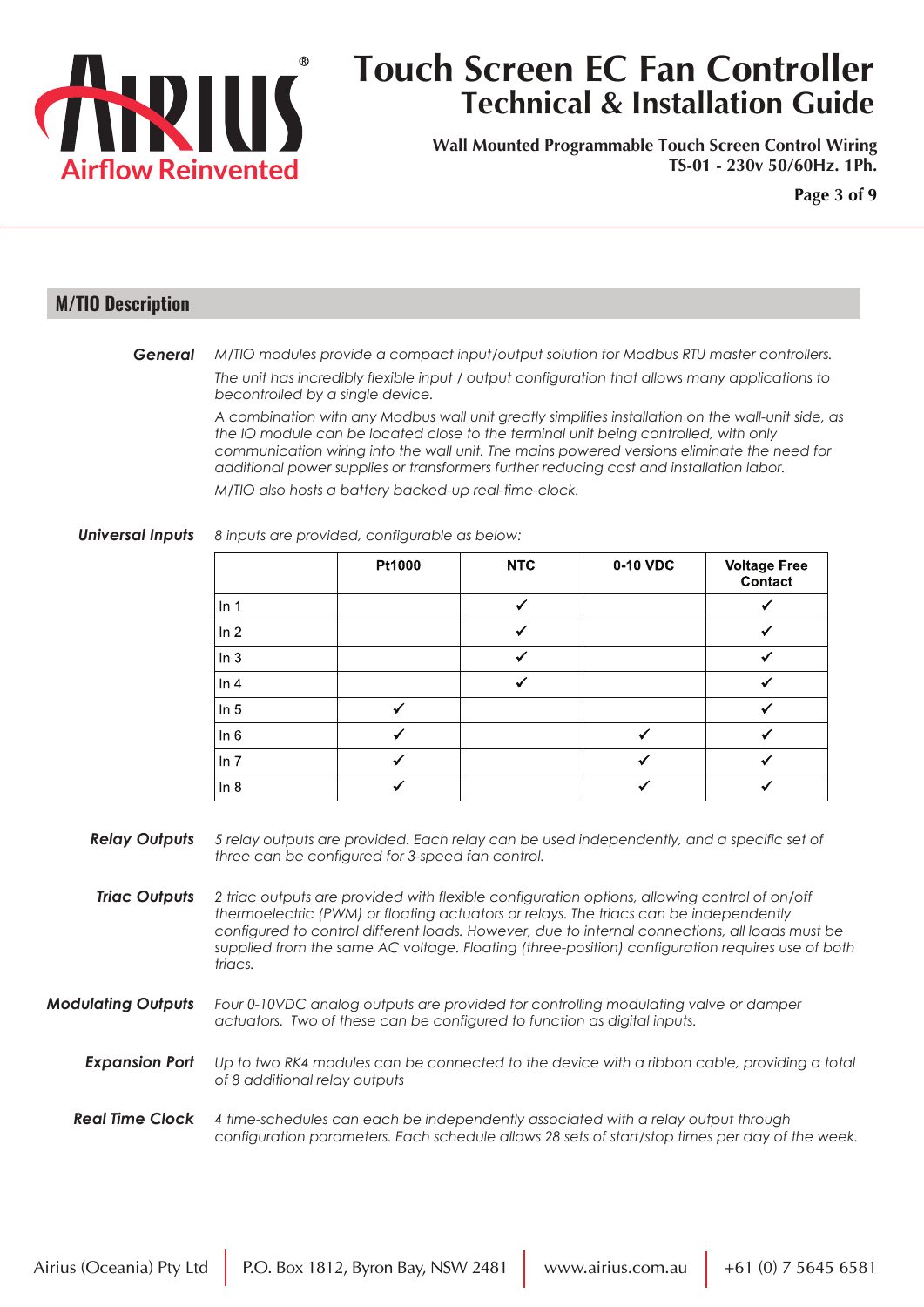## M/TIO Description

***General***

*M/TIO modules provide a compact input/output solution for Modbus RTU master controllers.*

*The unit has incredibly flexible input / output configuration that allows many applications to becontrolled by a single device.*

*A combination with any Modbus wall unit greatly simplifies installation on the wall-unit side, as the IO module can be located close to the terminal unit being controlled, with only communication wiring into the wall unit. The mains powered versions eliminate the need for additional power supplies or transformers further reducing cost and installation labor.*

*M/TIO also hosts a battery backed-up real-time-clock.*

***Universal Inputs***

*8 inputs are provided, configurable as below:*

| | Pt1000 | NTC | 0-10 VDC | Voltage Free Contact |
|---|---|---|---|---|
| In 1 | | ✓ | | ✓ |
| In 2 | | ✓ | | ✓ |
| In 3 | | ✓ | | ✓ |
| In 4 | | ✓ | | ✓ |
| In 5 | ✓ | | | ✓ |
| In 6 | ✓ | | ✓ | ✓ |
| In 7 | ✓ | | ✓ | ✓ |
| In 8 | ✓ | | ✓ | ✓ |

***Relay Outputs***

*5 relay outputs are provided. Each relay can be used independently, and a specific set of three can be configured for 3-speed fan control.*

***Triac Outputs***

*2 triac outputs are provided with flexible configuration options, allowing control of on/off thermoelectric (PWM) or floating actuators or relays. The triacs can be independently configured to control different loads. However, due to internal connections, all loads must be supplied from the same AC voltage. Floating (three-position) configuration requires use of both triacs.*

***Modulating Outputs***

*Four 0-10VDC analog outputs are provided for controlling modulating valve or damper actuators. Two of these can be configured to function as digital inputs.*

***Expansion Port***

*Up to two RK4 modules can be connected to the device with a ribbon cable, providing a total of 8 additional relay outputs*

***Real Time Clock***

*4 time-schedules can each be independently associated with a relay output through configuration parameters. Each schedule allows 28 sets of start/stop times per day of the week.*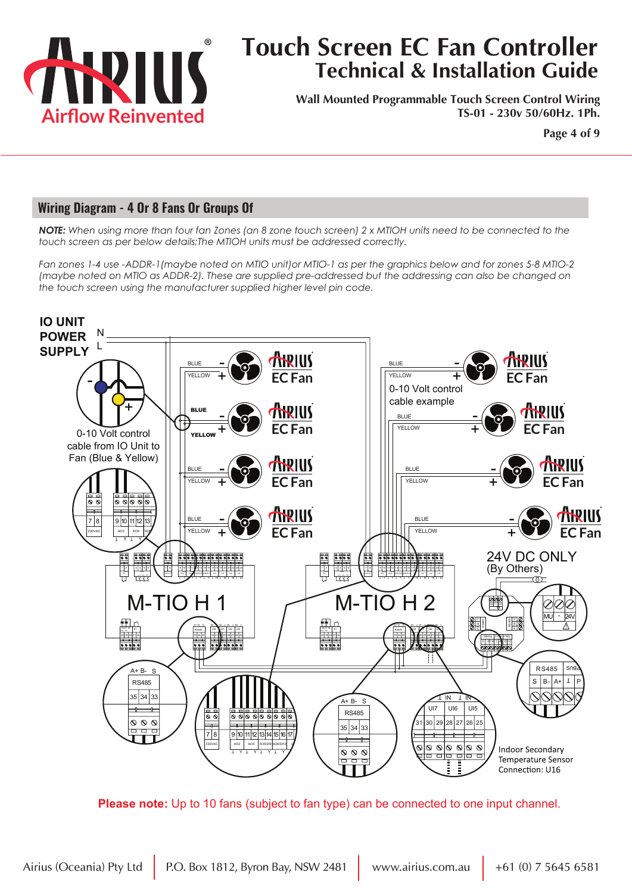## Wiring Diagram - 4 Or 8 Fans Or Groups Of

***NOTE:*** *When using more than four fan Zones (an 8 zone touch screen) 2 x MTIOH units need to be connected to the touch screen as per below details;The MTIOH units must be addressed correctly.*

*Fan zones 1-4 use -ADDR-1(maybe noted on MTIO unit)or MTIO-1 as per the graphics below and for zones 5-8 MTIO-2 (maybe noted on MTIO as ADDR-2). These are supplied pre-addressed but the addressing can also be changed on the touch screen using the manufacturer supplied higher level pin code.*

IO UNIT POWER SUPPLY

N
L

0-10 Volt control cable from IO Unit to Fan (Blue & Yellow)

BLUE - YELLOW + EC Fan

0-10 Volt control cable example

M-TIO H 1

M-TIO H 2

24V DC ONLY (By Others)

Indoor Secondary Temperature Sensor Connection: U16

**Please note:** Up to 10 fans (subject to fan type) can be connected to one input channel.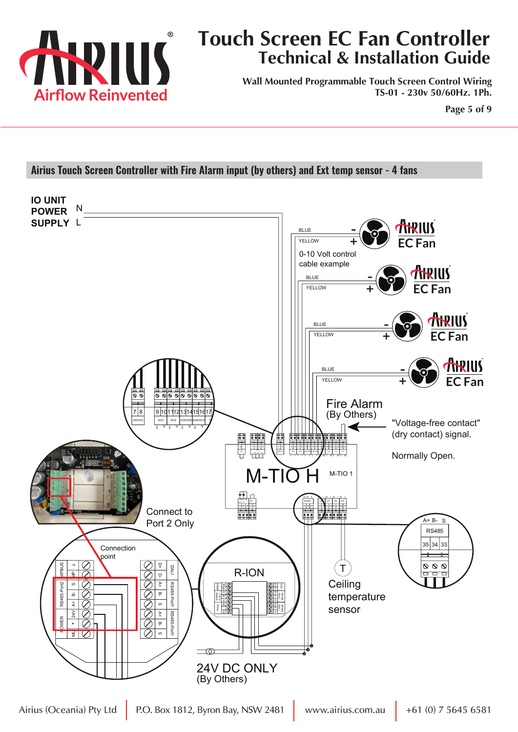# Touch Screen EC Fan Controller
## Technical & Installation Guide

**Wall Mounted Programmable Touch Screen Control Wiring**
**TS-01 - 230v 50/60Hz. 1Ph.**

### Airius Touch Screen Controller with Fire Alarm input (by others) and Ext temp sensor - 4 fans

IO UNIT POWER SUPPLY N L

BLUE - YELLOW + EC Fan

0-10 Volt control cable example

Fire Alarm (By Others)

"Voltage-free contact" (dry contact) signal.

Normally Open.

M-TIO H M-TIO 1

Connect to Port 2 Only

Connection point

R-ION

Ceiling temperature sensor

24V DC ONLY (By Others)

A+ B- S RS485 35 34 33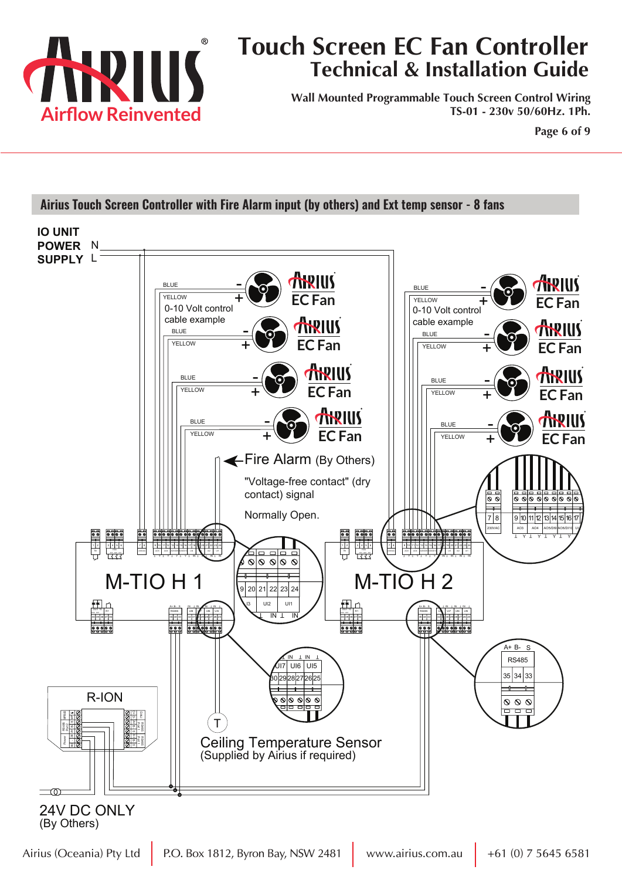# Touch Screen EC Fan Controller

## Technical & Installation Guide

**Wall Mounted Programmable Touch Screen Control Wiring**
**TS-01 - 230v 50/60Hz. 1Ph.**

**Airius Touch Screen Controller with Fire Alarm input (by others) and Ext temp sensor - 8 fans**

IO UNIT POWER SUPPLY N L

BLUE - YELLOW + 0-10 Volt control cable example — Airius EC Fan

Fire Alarm (By Others)

"Voltage-free contact" (dry contact) signal

Normally Open.

M-TIO H 1

M-TIO H 2

R-ION

T

Ceiling Temperature Sensor
(Supplied by Airius if required)

24V DC ONLY
(By Others)

Airius (Oceania) Pty Ltd | P.O. Box 1812, Byron Bay, NSW 2481 | www.airius.com.au | +61 (0) 7 5645 6581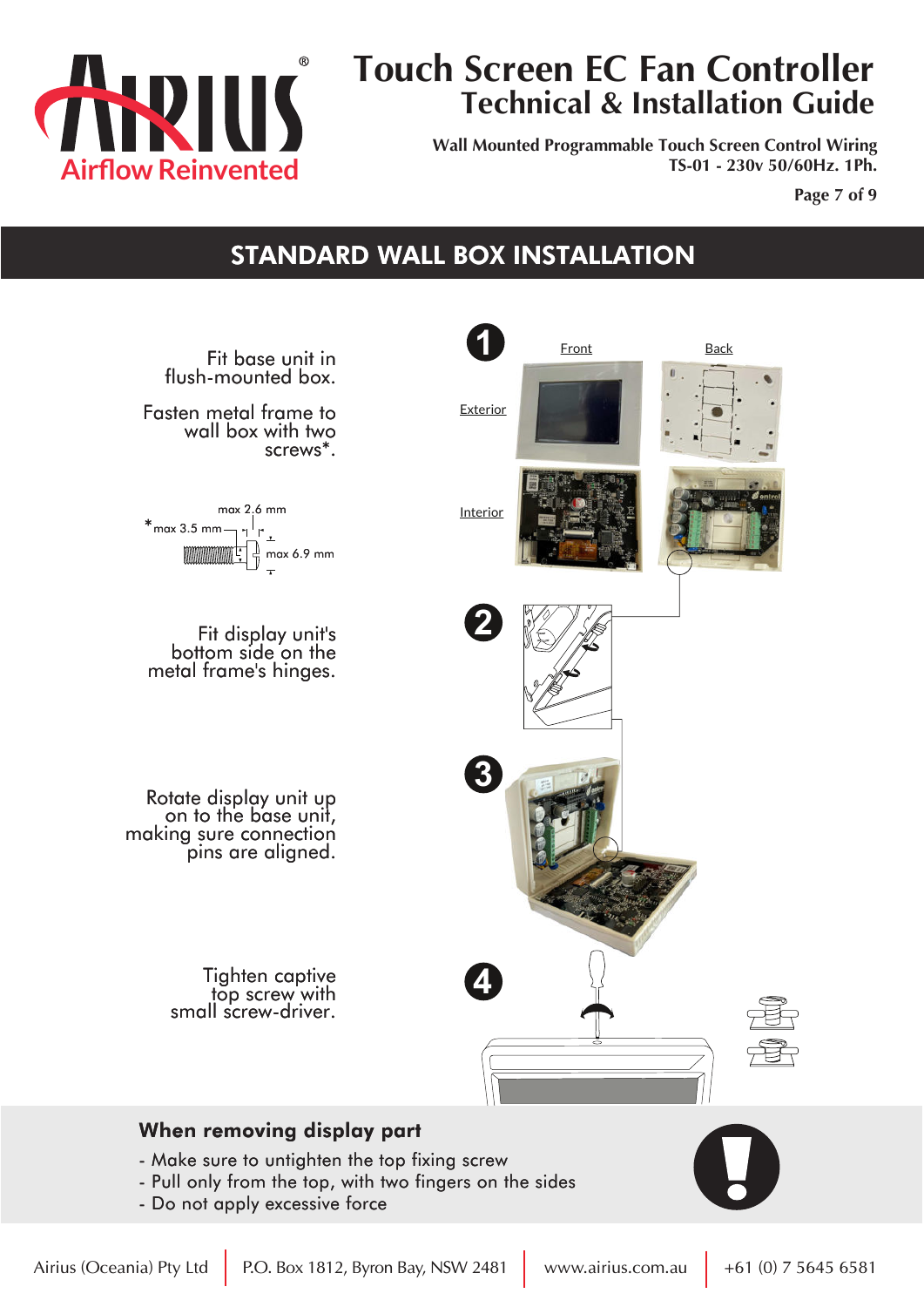# Touch Screen EC Fan Controller
## Technical & Installation Guide

**Wall Mounted Programmable Touch Screen Control Wiring**
**TS-01 - 230v 50/60Hz. 1Ph.**

## STANDARD WALL BOX INSTALLATION

**1**

Fit base unit in flush-mounted box.

Fasten metal frame to wall box with two screws*.

*max 3.5 mm, max 2.6 mm, max 6.9 mm

Front | Back

Exterior

Interior

**2**

Fit display unit's bottom side on the metal frame's hinges.

**3**

Rotate display unit up on to the base unit, making sure connection pins are aligned.

**4**

Tighten captive top screw with small screw-driver.

### When removing display part

- Make sure to untighten the top fixing screw
- Pull only from the top, with two fingers on the sides
- Do not apply excessive force

Airius (Oceania) Pty Ltd | P.O. Box 1812, Byron Bay, NSW 2481 | www.airius.com.au | +61 (0) 7 5645 6581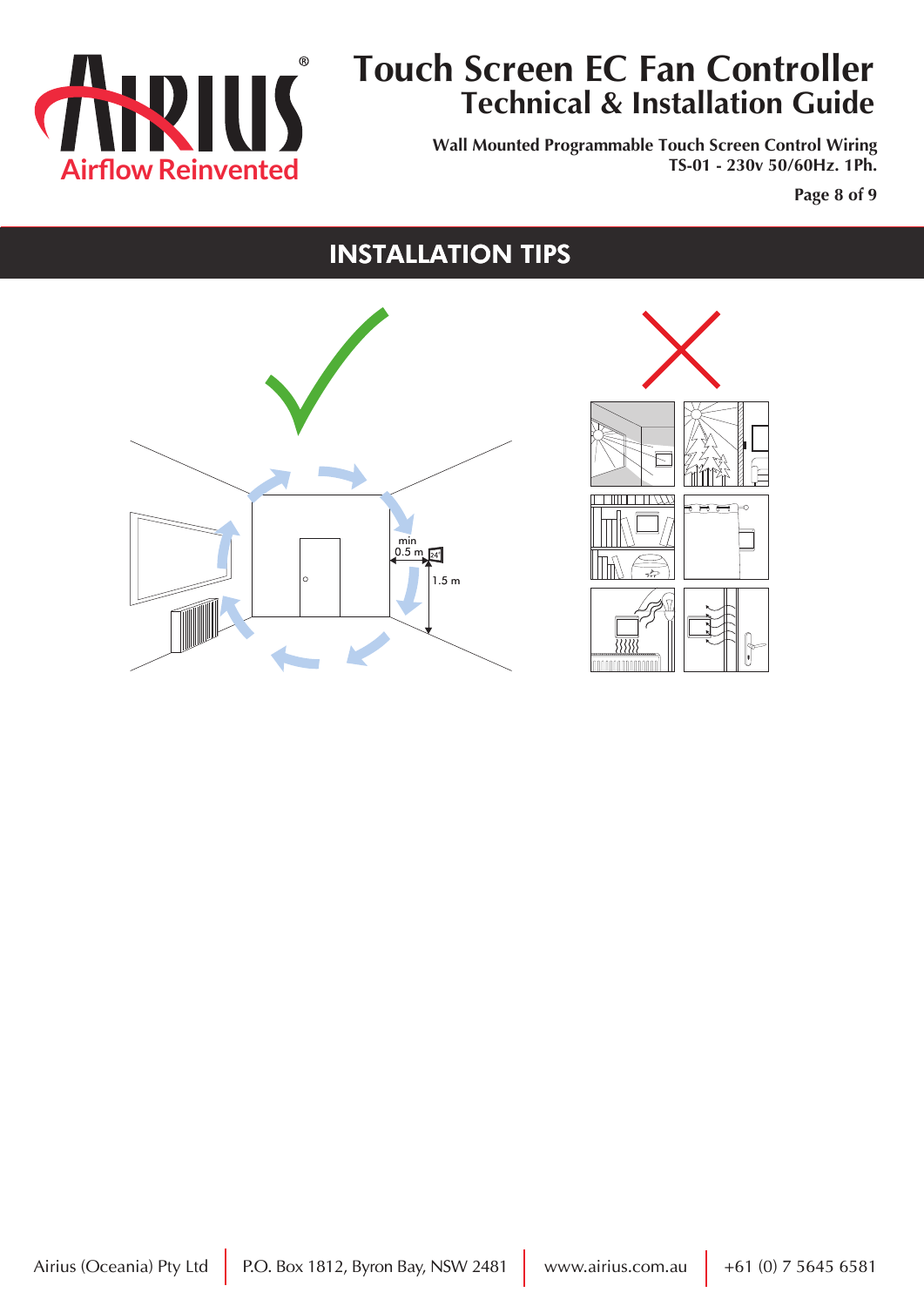# Touch Screen EC Fan Controller
## Technical & Installation Guide

**Wall Mounted Programmable Touch Screen Control Wiring**
**TS-01 - 230v 50/60Hz. 1Ph.**

## INSTALLATION TIPS

min
0.5 m
24°
1.5 m